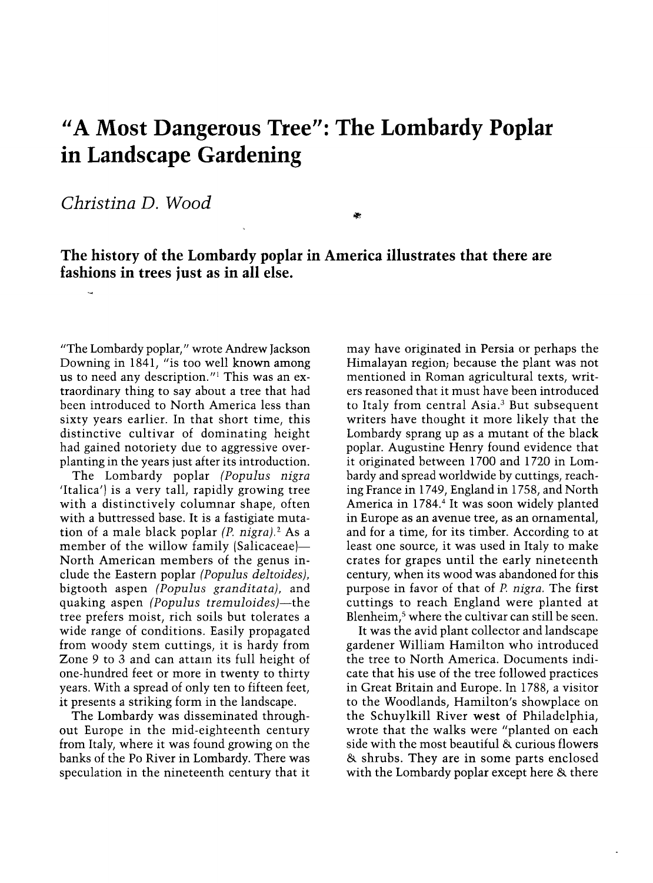# "A Most Dangerous Tree": The Lombardy Poplar in Landscape Gardening

*Christina D. Wood*

**The history of the Lombardy poplar in America illustrates that there are fashions in trees just as in all else.**

"The Lombardy poplar," wrote Andrew Jackson Downing in 1841, "is too well known among us to need any description."[1] This was an extraordinary thing to say about a tree that had been introduced to North America less than sixty years earlier. In that short time, this distinctive cultivar of dominating height had gained notoriety due to aggressive overplanting in the years just after its introduction.

The Lombardy poplar *(Populus nigra* 'Italica') is a very tall, rapidly growing tree with a distinctively columnar shape, often with a buttressed base. It is a fastigiate mutation of a male black poplar *(P. nigra).*[2] As a member of the willow family (Salicaceae)—North American members of the genus include the Eastern poplar *(Populus deltoides),* bigtooth aspen *(Populus granditata),* and quaking aspen *(Populus tremuloides)*—the tree prefers moist, rich soils but tolerates a wide range of conditions. Easily propagated from woody stem cuttings, it is hardy from Zone 9 to 3 and can attain its full height of one-hundred feet or more in twenty to thirty years. With a spread of only ten to fifteen feet, it presents a striking form in the landscape.

The Lombardy was disseminated throughout Europe in the mid-eighteenth century from Italy, where it was found growing on the banks of the Po River in Lombardy. There was speculation in the nineteenth century that it may have originated in Persia or perhaps the Himalayan region; because the plant was not mentioned in Roman agricultural texts, writers reasoned that it must have been introduced to Italy from central Asia.[3] But subsequent writers have thought it more likely that the Lombardy sprang up as a mutant of the black poplar. Augustine Henry found evidence that it originated between 1700 and 1720 in Lombardy and spread worldwide by cuttings, reaching France in 1749, England in 1758, and North America in 1784.[4] It was soon widely planted in Europe as an avenue tree, as an ornamental, and for a time, for its timber. According to at least one source, it was used in Italy to make crates for grapes until the early nineteenth century, when its wood was abandoned for this purpose in favor of that of *P. nigra.* The first cuttings to reach England were planted at Blenheim,[5] where the cultivar can still be seen.

It was the avid plant collector and landscape gardener William Hamilton who introduced the tree to North America. Documents indicate that his use of the tree followed practices in Great Britain and Europe. In 1788, a visitor to the Woodlands, Hamilton's showplace on the Schuylkill River west of Philadelphia, wrote that the walks were "planted on each side with the most beautiful & curious flowers & shrubs. They are in some parts enclosed with the Lombardy poplar except here & there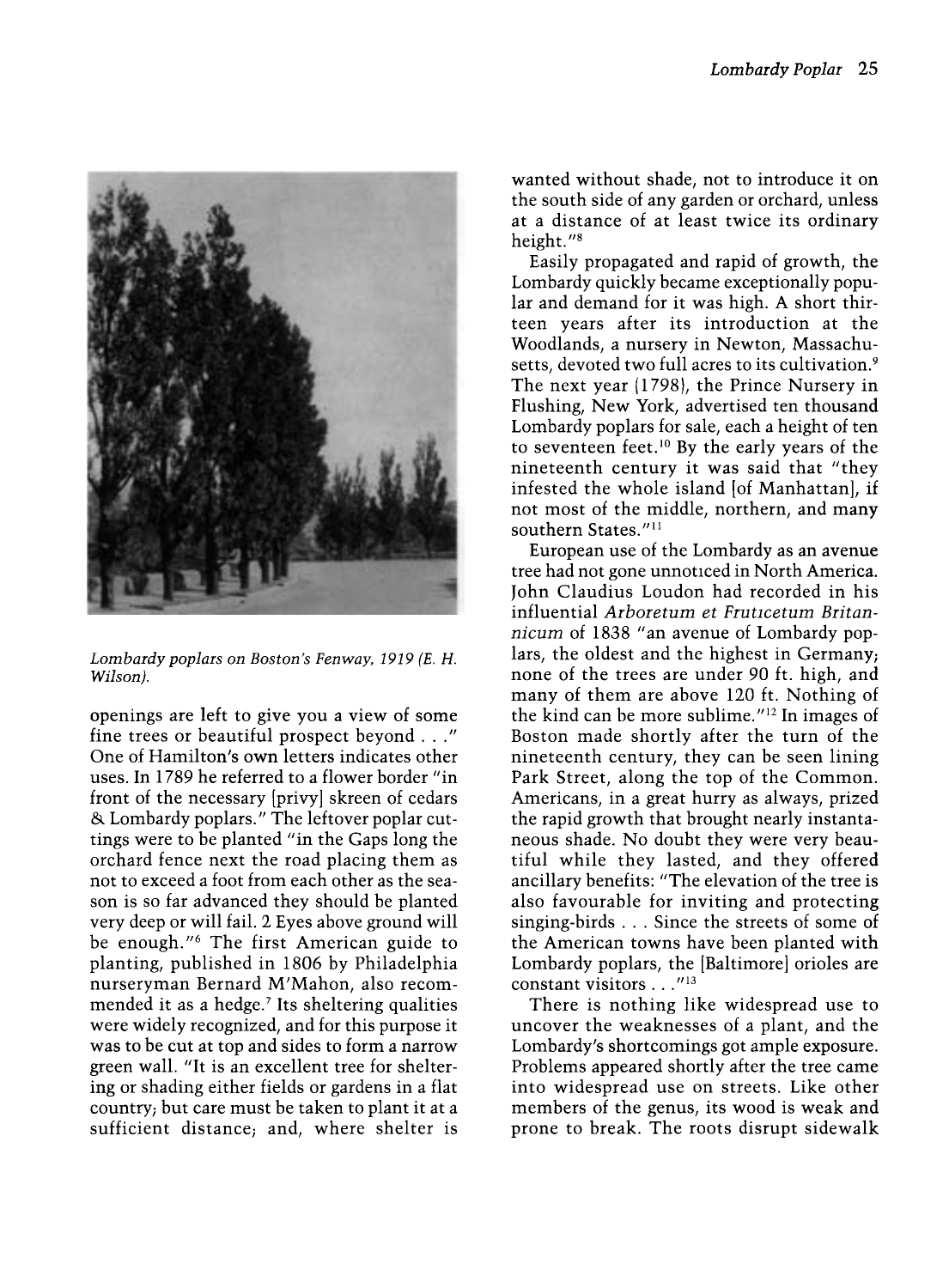Lombardy poplars on Boston's Fenway, 1919 (E. H. Wilson).

openings are left to give you a view of some fine trees or beautiful prospect beyond . . ." One of Hamilton's own letters indicates other uses. In 1789 he referred to a flower border "in front of the necessary [privy] skreen of cedars & Lombardy poplars." The leftover poplar cuttings were to be planted "in the Gaps long the orchard fence next the road placing them as not to exceed a foot from each other as the season is so far advanced they should be planted very deep or will fail. 2 Eyes above ground will be enough."[6] The first American guide to planting, published in 1806 by Philadelphia nurseryman Bernard M'Mahon, also recommended it as a hedge.[7] Its sheltering qualities were widely recognized, and for this purpose it was to be cut at top and sides to form a narrow green wall. "It is an excellent tree for sheltering or shading either fields or gardens in a flat country; but care must be taken to plant it at a sufficient distance; and, where shelter is wanted without shade, not to introduce it on the south side of any garden or orchard, unless at a distance of at least twice its ordinary height."[8]

Easily propagated and rapid of growth, the Lombardy quickly became exceptionally popular and demand for it was high. A short thirteen years after its introduction at the Woodlands, a nursery in Newton, Massachusetts, devoted two full acres to its cultivation.[9] The next year (1798), the Prince Nursery in Flushing, New York, advertised ten thousand Lombardy poplars for sale, each a height of ten to seventeen feet.[10] By the early years of the nineteenth century it was said that "they infested the whole island [of Manhattan], if not most of the middle, northern, and many southern States."[11]

European use of the Lombardy as an avenue tree had not gone unnoticed in North America. John Claudius Loudon had recorded in his influential *Arboretum et Fruticetum Britannicum* of 1838 "an avenue of Lombardy poplars, the oldest and the highest in Germany; none of the trees are under 90 ft. high, and many of them are above 120 ft. Nothing of the kind can be more sublime."[12] In images of Boston made shortly after the turn of the nineteenth century, they can be seen lining Park Street, along the top of the Common. Americans, in a great hurry as always, prized the rapid growth that brought nearly instantaneous shade. No doubt they were very beautiful while they lasted, and they offered ancillary benefits: "The elevation of the tree is also favourable for inviting and protecting singing-birds . . . Since the streets of some of the American towns have been planted with Lombardy poplars, the [Baltimore] orioles are constant visitors . . ."[13]

There is nothing like widespread use to uncover the weaknesses of a plant, and the Lombardy's shortcomings got ample exposure. Problems appeared shortly after the tree came into widespread use on streets. Like other members of the genus, its wood is weak and prone to break. The roots disrupt sidewalk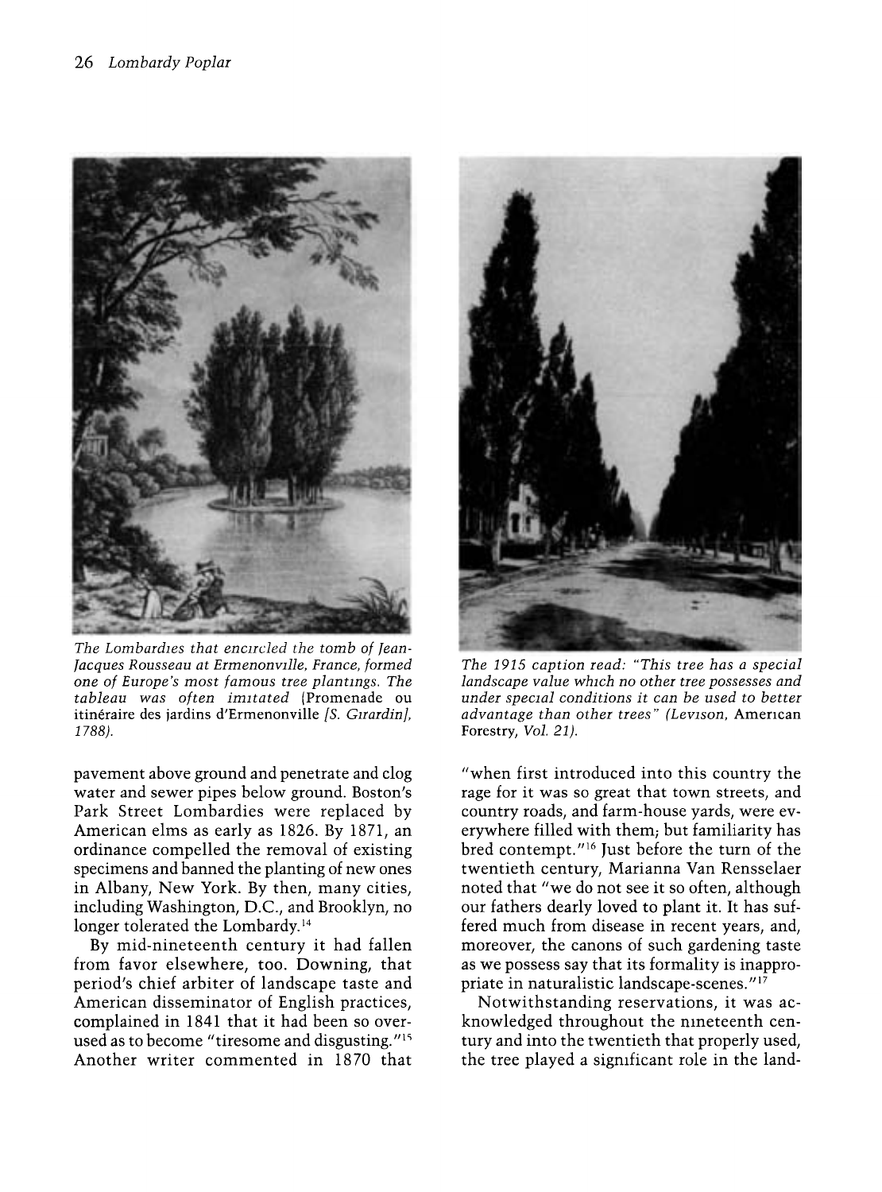*The Lombardies that encircled the tomb of Jean-Jacques Rousseau at Ermenonville, France, formed one of Europe's most famous tree plantings. The tableau was often imitated* (Promenade ou itinéraire des jardins d'Ermenonville *[S. Girardin], 1788).*

*The 1915 caption read: "This tree has a special landscape value which no other tree possesses and under special conditions it can be used to better advantage than other trees" (Levison,* American Forestry, *Vol. 21).*

pavement above ground and penetrate and clog water and sewer pipes below ground. Boston's Park Street Lombardies were replaced by American elms as early as 1826. By 1871, an ordinance compelled the removal of existing specimens and banned the planting of new ones in Albany, New York. By then, many cities, including Washington, D.C., and Brooklyn, no longer tolerated the Lombardy.[14]

By mid-nineteenth century it had fallen from favor elsewhere, too. Downing, that period's chief arbiter of landscape taste and American disseminator of English practices, complained in 1841 that it had been so overused as to become "tiresome and disgusting."[15] Another writer commented in 1870 that "when first introduced into this country the rage for it was so great that town streets, and country roads, and farm-house yards, were everywhere filled with them; but familiarity has bred contempt."[16] Just before the turn of the twentieth century, Marianna Van Rensselaer noted that "we do not see it so often, although our fathers dearly loved to plant it. It has suffered much from disease in recent years, and, moreover, the canons of such gardening taste as we possess say that its formality is inappropriate in naturalistic landscape-scenes."[17]

Notwithstanding reservations, it was acknowledged throughout the nineteenth century and into the twentieth that properly used, the tree played a significant role in the land-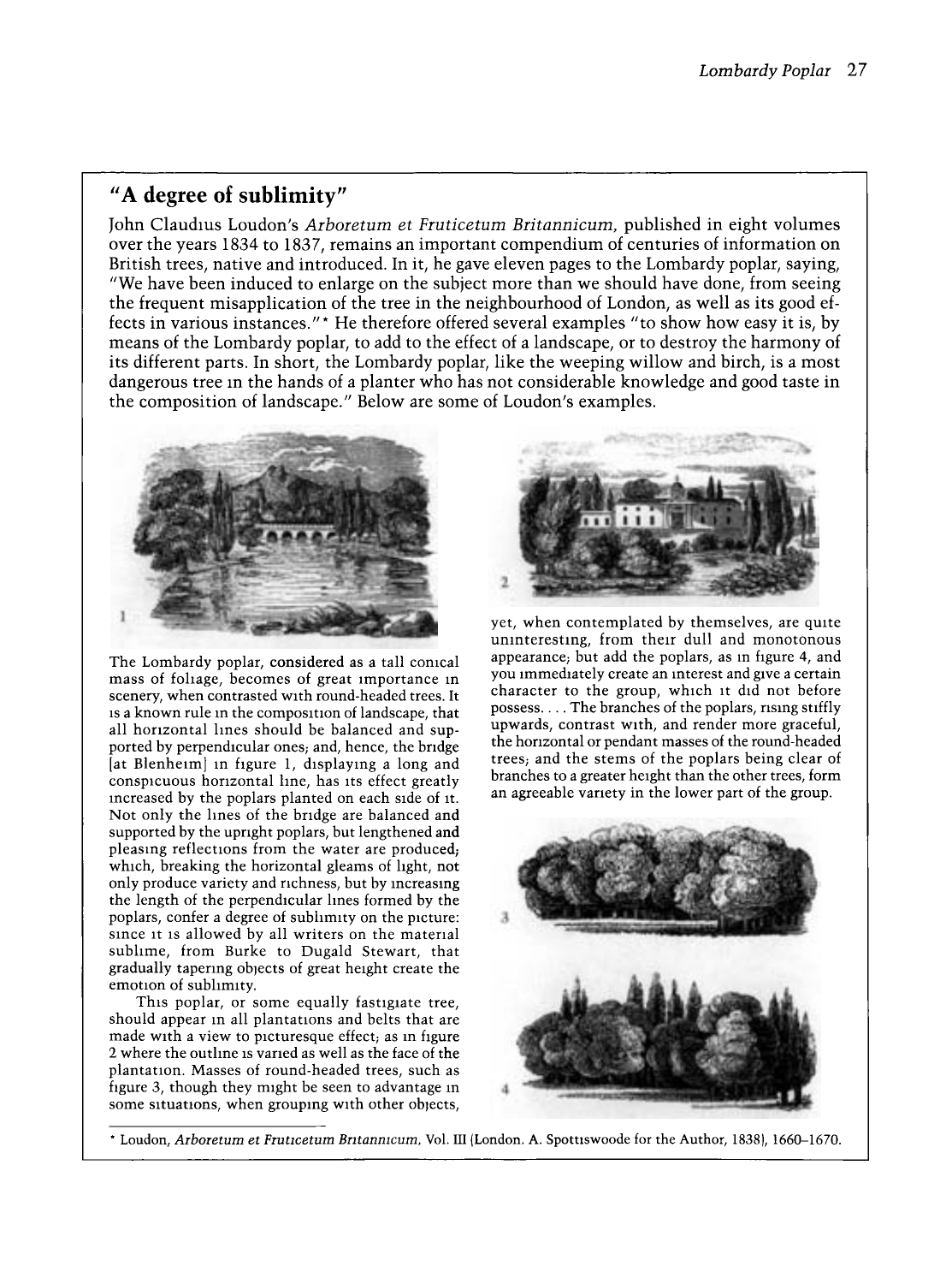## "A degree of sublimity"

John Claudius Loudon's *Arboretum et Fruticetum Britannicum*, published in eight volumes over the years 1834 to 1837, remains an important compendium of centuries of information on British trees, native and introduced. In it, he gave eleven pages to the Lombardy poplar, saying, "We have been induced to enlarge on the subject more than we should have done, from seeing the frequent misapplication of the tree in the neighbourhood of London, as well as its good effects in various instances."* He therefore offered several examples "to show how easy it is, by means of the Lombardy poplar, to add to the effect of a landscape, or to destroy the harmony of its different parts. In short, the Lombardy poplar, like the weeping willow and birch, is a most dangerous tree in the hands of a planter who has not considerable knowledge and good taste in the composition of landscape." Below are some of Loudon's examples.

1

The Lombardy poplar, considered as a tall conical mass of foliage, becomes of great importance in scenery, when contrasted with round-headed trees. It is a known rule in the composition of landscape, that all horizontal lines should be balanced and supported by perpendicular ones; and, hence, the bridge [at Blenheim] in figure 1, displaying a long and conspicuous horizontal line, has its effect greatly increased by the poplars planted on each side of it. Not only the lines of the bridge are balanced and supported by the upright poplars, but lengthened and pleasing reflections from the water are produced; which, breaking the horizontal gleams of light, not only produce variety and richness, but by increasing the length of the perpendicular lines formed by the poplars, confer a degree of sublimity on the picture: since it is allowed by all writers on the material sublime, from Burke to Dugald Stewart, that gradually tapering objects of great height create the emotion of sublimity.

This poplar, or some equally fastigiate tree, should appear in all plantations and belts that are made with a view to picturesque effect; as in figure 2 where the outline is varied as well as the face of the plantation. Masses of round-headed trees, such as figure 3, though they might be seen to advantage in some situations, when grouping with other objects, yet, when contemplated by themselves, are quite uninteresting, from their dull and monotonous appearance; but add the poplars, as in figure 4, and you immediately create an interest and give a certain character to the group, which it did not before possess. . . . The branches of the poplars, rising stiffly upwards, contrast with, and render more graceful, the horizontal or pendant masses of the round-headed trees; and the stems of the poplars being clear of branches to a greater height than the other trees, form an agreeable variety in the lower part of the group.

2

3

4

\* Loudon, *Arboretum et Fruticetum Britannicum*, Vol. III (London. A. Spottiswoode for the Author, 1838), 1660–1670.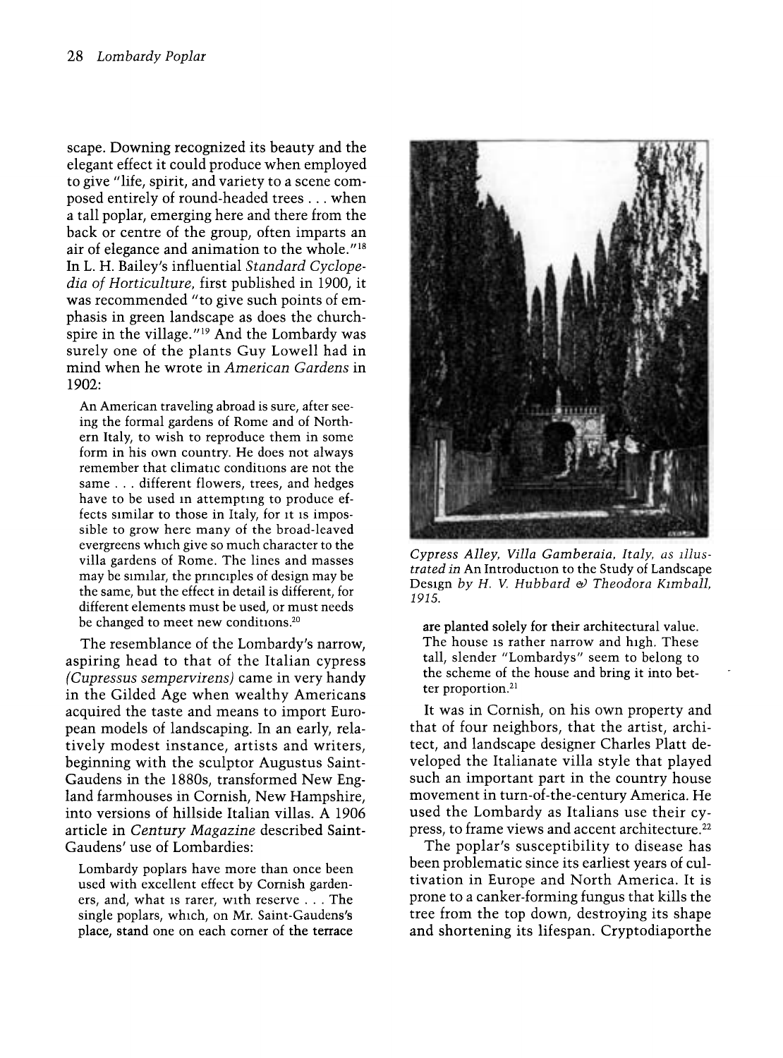scape. Downing recognized its beauty and the elegant effect it could produce when employed to give "life, spirit, and variety to a scene composed entirely of round-headed trees . . . when a tall poplar, emerging here and there from the back or centre of the group, often imparts an air of elegance and animation to the whole."[18] In L. H. Bailey's influential *Standard Cyclopedia of Horticulture*, first published in 1900, it was recommended "to give such points of emphasis in green landscape as does the church-spire in the village."[19] And the Lombardy was surely one of the plants Guy Lowell had in mind when he wrote in *American Gardens* in 1902:

> An American traveling abroad is sure, after seeing the formal gardens of Rome and of Northern Italy, to wish to reproduce them in some form in his own country. He does not always remember that climatic conditions are not the same . . . different flowers, trees, and hedges have to be used in attempting to produce effects similar to those in Italy, for it is impossible to grow here many of the broad-leaved evergreens which give so much character to the villa gardens of Rome. The lines and masses may be similar, the principles of design may be the same, but the effect in detail is different, for different elements must be used, or must needs be changed to meet new conditions.[20]

The resemblance of the Lombardy's narrow, aspiring head to that of the Italian cypress (*Cupressus sempervirens*) came in very handy in the Gilded Age when wealthy Americans acquired the taste and means to import European models of landscaping. In an early, relatively modest instance, artists and writers, beginning with the sculptor Augustus Saint-Gaudens in the 1880s, transformed New England farmhouses in Cornish, New Hampshire, into versions of hillside Italian villas. A 1906 article in *Century Magazine* described Saint-Gaudens' use of Lombardies:

> Lombardy poplars have more than once been used with excellent effect by Cornish gardeners, and, what is rarer, with reserve . . . The single poplars, which, on Mr. Saint-Gaudens's place, stand one on each corner of the terrace are planted solely for their architectural value. The house is rather narrow and high. These tall, slender "Lombardys" seem to belong to the scheme of the house and bring it into better proportion.[21]

*Cypress Alley, Villa Gamberaia, Italy, as illustrated in* An Introduction to the Study of Landscape Design *by H. V. Hubbard & Theodora Kimball, 1915.*

It was in Cornish, on his own property and that of four neighbors, that the artist, architect, and landscape designer Charles Platt developed the Italianate villa style that played such an important part in the country house movement in turn-of-the-century America. He used the Lombardy as Italians use their cypress, to frame views and accent architecture.[22]

The poplar's susceptibility to disease has been problematic since its earliest years of cultivation in Europe and North America. It is prone to a canker-forming fungus that kills the tree from the top down, destroying its shape and shortening its lifespan. Cryptodiaporthe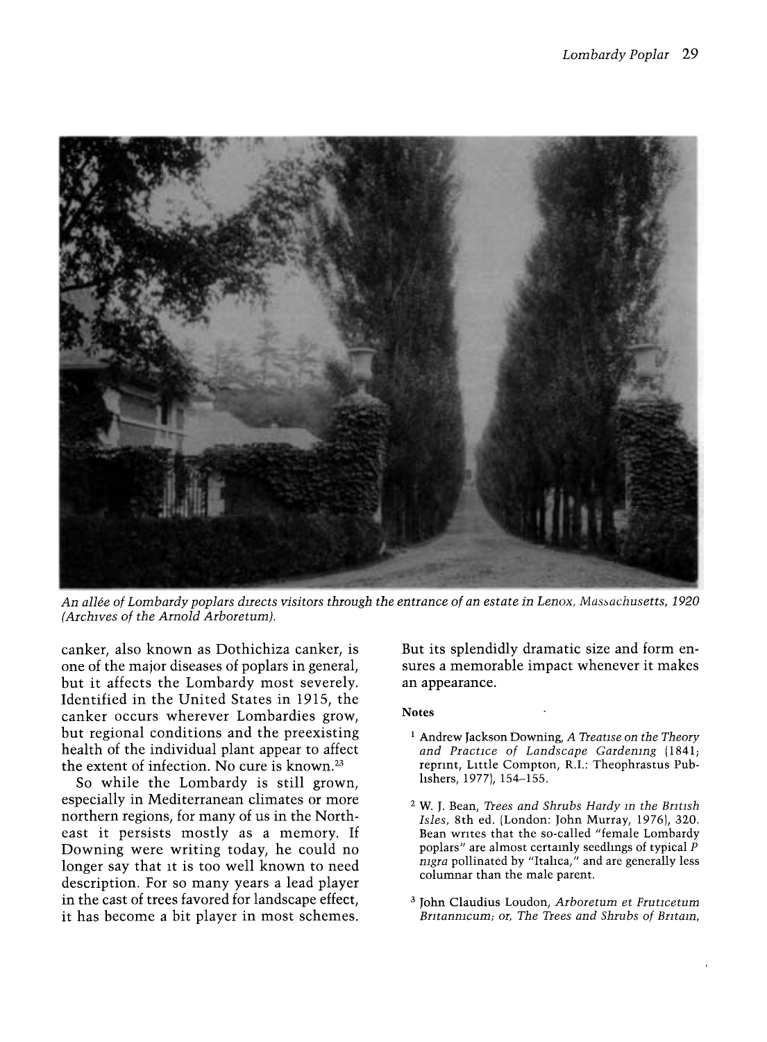*An allée of Lombardy poplars directs visitors through the entrance of an estate in Lenox, Massachusetts, 1920 (Archives of the Arnold Arboretum).*

canker, also known as Dothichiza canker, is one of the major diseases of poplars in general, but it affects the Lombardy most severely. Identified in the United States in 1915, the canker occurs wherever Lombardies grow, but regional conditions and the preexisting health of the individual plant appear to affect the extent of infection. No cure is known.[23]

So while the Lombardy is still grown, especially in Mediterranean climates or more northern regions, for many of us in the Northeast it persists mostly as a memory. If Downing were writing today, he could no longer say that it is too well known to need description. For so many years a lead player in the cast of trees favored for landscape effect, it has become a bit player in most schemes. But its splendidly dramatic size and form ensures a memorable impact whenever it makes an appearance.

**Notes**

[1] Andrew Jackson Downing, *A Treatise on the Theory and Practice of Landscape Gardening* (1841; reprint, Little Compton, R.I.: Theophrastus Publishers, 1977), 154–155.

[2] W. J. Bean, *Trees and Shrubs Hardy in the British Isles*, 8th ed. (London: John Murray, 1976), 320. Bean writes that the so-called "female Lombardy poplars" are almost certainly seedlings of typical *P nigra* pollinated by "Italica," and are generally less columnar than the male parent.

[3] John Claudius Loudon, *Arboretum et Fruticetum Britannicum; or, The Trees and Shrubs of Britain,*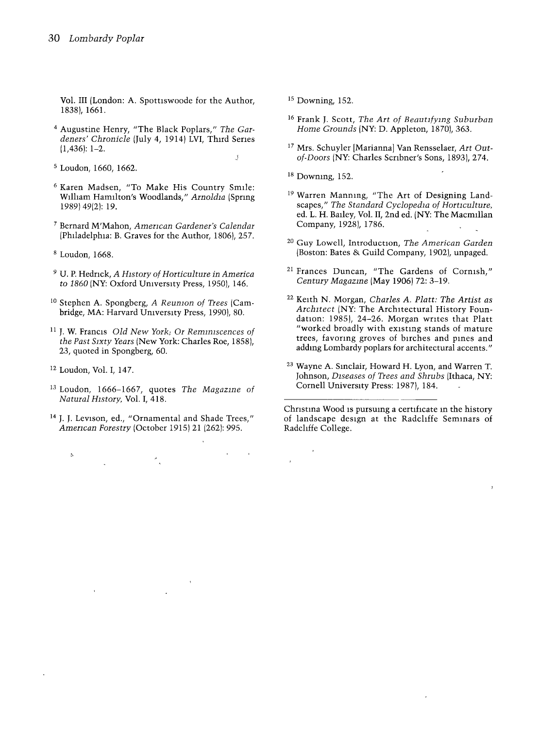Vol. III (London: A. Spottiswoode for the Author, 1838), 1661.

[4] Augustine Henry, "The Black Poplars," *The Gardeners' Chronicle* (July 4, 1914) LVI, Third Series (1,436): 1–2.

[5] Loudon, 1660, 1662.

[6] Karen Madsen, "To Make His Country Smile: William Hamilton's Woodlands," *Arnoldia* (Spring 1989) 49(2): 19.

[7] Bernard M'Mahon, *American Gardener's Calendar* (Philadelphia: B. Graves for the Author, 1806), 257.

[8] Loudon, 1668.

[9] U. P. Hedrick, *A History of Horticulture in America to 1860* (NY: Oxford University Press, 1950), 146.

[10] Stephen A. Spongberg, *A Reunion of Trees* (Cambridge, MA: Harvard University Press, 1990), 80.

[11] J. W. Francis *Old New York; Or Reminiscences of the Past Sixty Years* (New York: Charles Roe, 1858), 23, quoted in Spongberg, 60.

[12] Loudon, Vol. I, 147.

[13] Loudon, 1666–1667, quotes *The Magazine of Natural History*, Vol. I, 418.

[14] J. J. Levison, ed., "Ornamental and Shade Trees," *American Forestry* (October 1915) 21 (262): 995.

[15] Downing, 152.

[16] Frank J. Scott, *The Art of Beautifying Suburban Home Grounds* (NY: D. Appleton, 1870), 363.

[17] Mrs. Schuyler [Marianna] Van Rensselaer, *Art Out-of-Doors* (NY: Charles Scribner's Sons, 1893), 274.

[18] Downing, 152.

[19] Warren Manning, "The Art of Designing Landscapes," *The Standard Cyclopedia of Horticulture*, ed. L. H. Bailey, Vol. II, 2nd ed. (NY: The Macmillan Company, 1928), 1786.

[20] Guy Lowell, Introduction, *The American Garden* (Boston: Bates & Guild Company, 1902), unpaged.

[21] Frances Duncan, "The Gardens of Cornish," *Century Magazine* (May 1906) 72: 3–19.

[22] Keith N. Morgan, *Charles A. Platt: The Artist as Architect* (NY: The Architectural History Foundation: 1985), 24–26. Morgan writes that Platt "worked broadly with existing stands of mature trees, favoring groves of birches and pines and adding Lombardy poplars for architectural accents."

[23] Wayne A. Sinclair, Howard H. Lyon, and Warren T. Johnson, *Diseases of Trees and Shrubs* (Ithaca, NY: Cornell University Press: 1987), 184.

---

Christina Wood is pursuing a certificate in the history of landscape design at the Radcliffe Seminars of Radcliffe College.